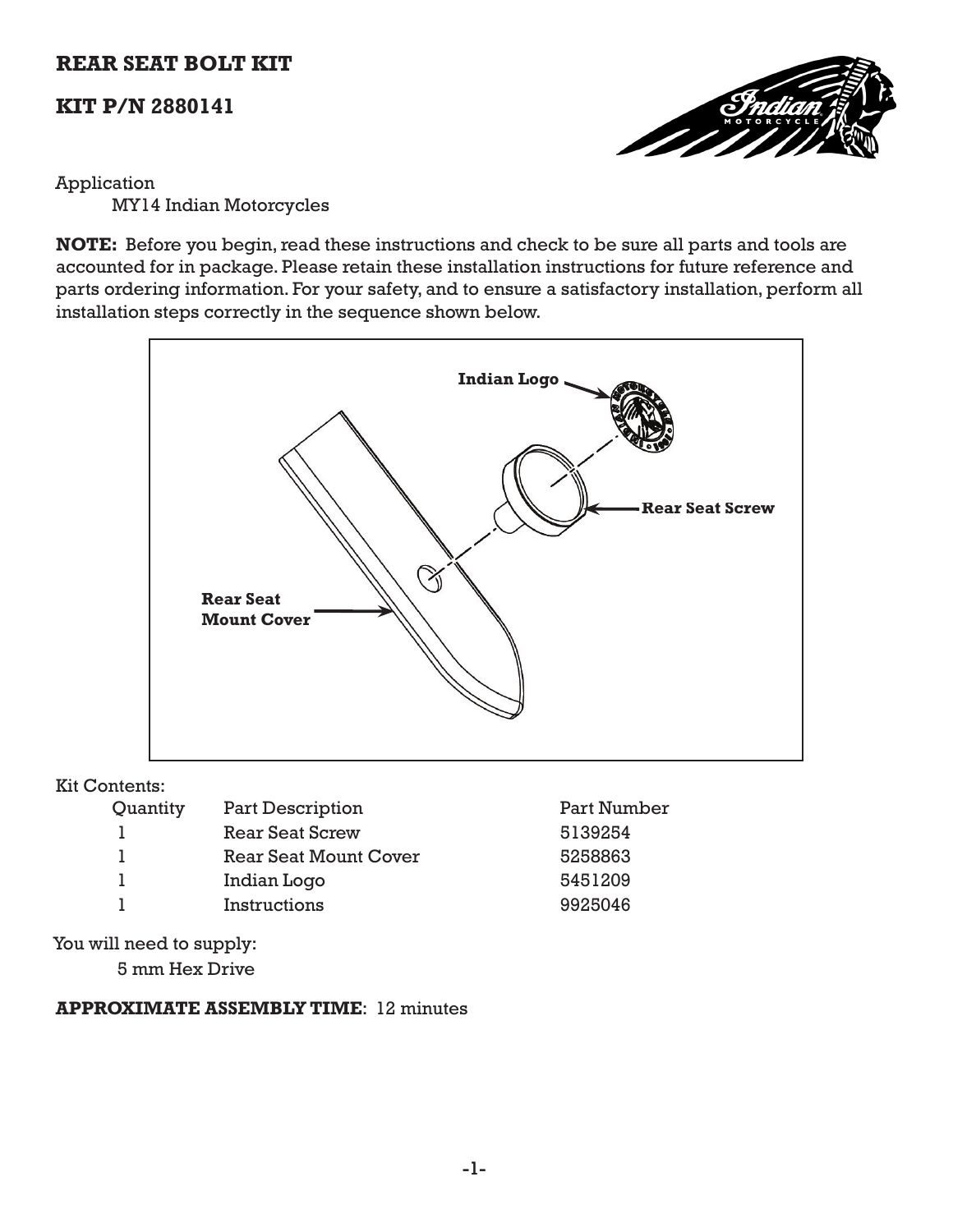# REAR SEAT BOLT KIT

## KIT P/N 2880141

Application

MY14 Indian Motorcycles

**NOTE:** Before you begin, read these instructions and check to be sure all parts and tools are accounted for in package. Please retain these installation instructions for future reference and parts ordering information. For your safety, and to ensure a satisfactory installation, perform all installation steps correctly in the sequence shown below.

Kit Contents:

| Quantity | Part Description | Part Number |
|---|---|---|
| 1 | Rear Seat Screw | 5139254 |
| 1 | Rear Seat Mount Cover | 5258863 |
| 1 | Indian Logo | 5451209 |
| 1 | Instructions | 9925046 |

You will need to supply:

5 mm Hex Drive

**APPROXIMATE ASSEMBLY TIME**: 12 minutes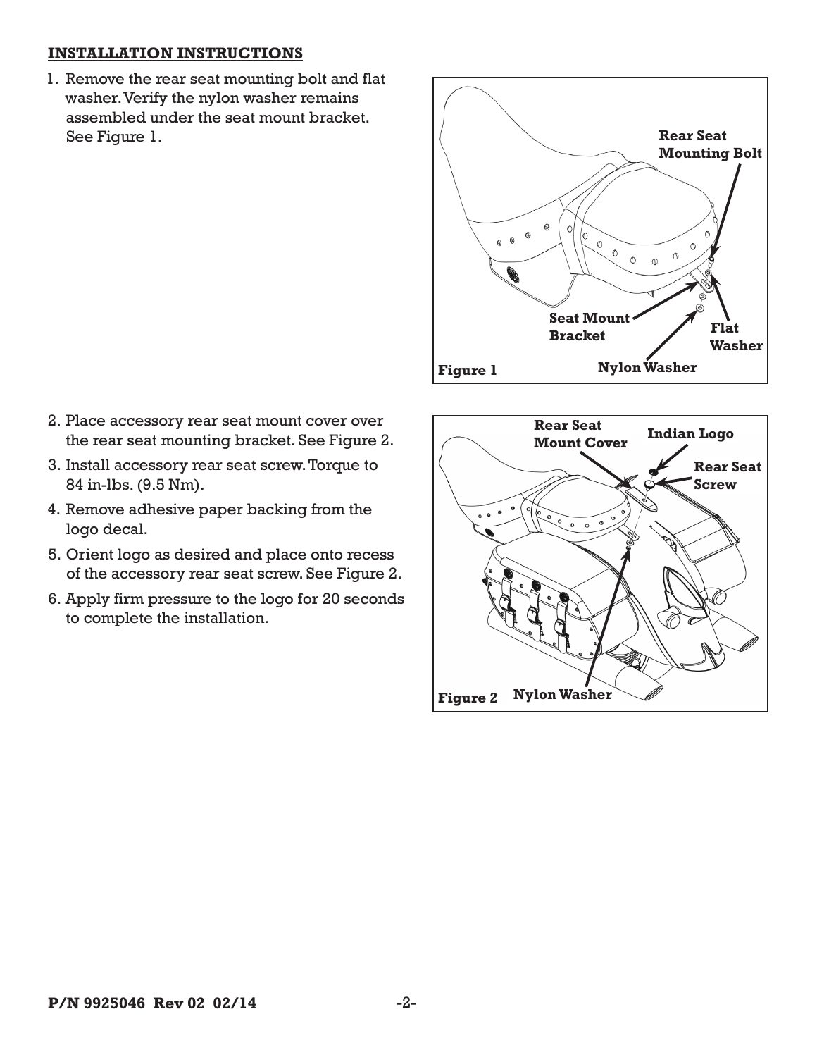## INSTALLATION INSTRUCTIONS

1. Remove the rear seat mounting bolt and flat washer. Verify the nylon washer remains assembled under the seat mount bracket. See Figure 1.

Rear Seat Mounting Bolt

Seat Mount Bracket

Flat Washer

Nylon Washer

**Figure 1**

2. Place accessory rear seat mount cover over the rear seat mounting bracket. See Figure 2.
3. Install accessory rear seat screw. Torque to 84 in-lbs. (9.5 Nm).
4. Remove adhesive paper backing from the logo decal.
5. Orient logo as desired and place onto recess of the accessory rear seat screw. See Figure 2.
6. Apply firm pressure to the logo for 20 seconds to complete the installation.

Rear Seat Mount Cover

Indian Logo

Rear Seat Screw

Nylon Washer

**Figure 2**

**P/N 9925046 Rev 02 02/14**